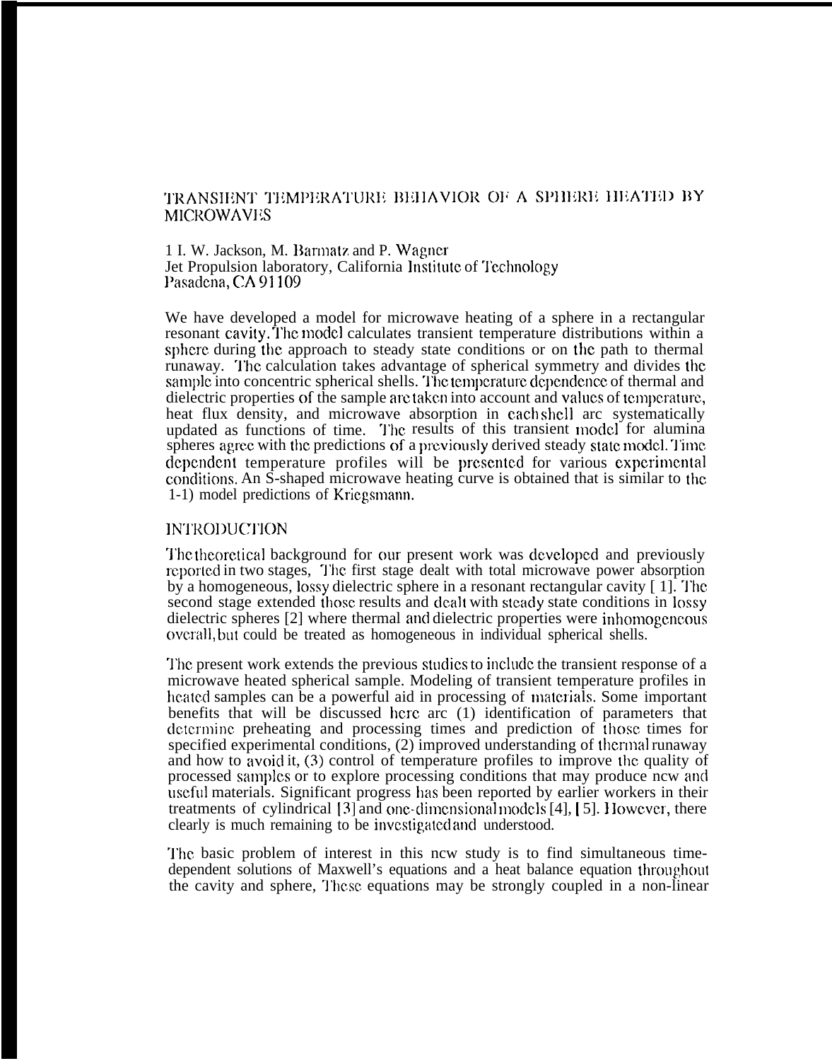# TRANSIENT TEMPERATURE BEHAVIOR OF A SPHERE HEATED BY MICROWAVES

1 I. W. Jackson, M. Barmatz and P. Wagner
Jet Propulsion laboratory, California Institute of Technology
Pasadena, CA 91109

We have developed a model for microwave heating of a sphere in a rectangular resonant cavity. The model calculates transient temperature distributions within a sphere during the approach to steady state conditions or on the path to thermal runaway. The calculation takes advantage of spherical symmetry and divides the sample into concentric spherical shells. The temperature dependence of thermal and dielectric properties of the sample are taken into account and values of temperature, heat flux density, and microwave absorption in each shell are systematically updated as functions of time. The results of this transient model for alumina spheres agree with the predictions of a previously derived steady state model. Time dependent temperature profiles will be presented for various experimental conditions. An S-shaped microwave heating curve is obtained that is similar to the 1-1) model predictions of Kriegsmann.

## INTRODUCTION

The theoretical background for our present work was developed and previously reported in two stages, The first stage dealt with total microwave power absorption by a homogeneous, lossy dielectric sphere in a resonant rectangular cavity [1]. The second stage extended those results and dealt with steady state conditions in lossy dielectric spheres [2] where thermal and dielectric properties were inhomogeneous overall, but could be treated as homogeneous in individual spherical shells.

The present work extends the previous studies to include the transient response of a microwave heated spherical sample. Modeling of transient temperature profiles in heated samples can be a powerful aid in processing of materials. Some important benefits that will be discussed here are (1) identification of parameters that determine preheating and processing times and prediction of those times for specified experimental conditions, (2) improved understanding of thermal runaway and how to avoid it, (3) control of temperature profiles to improve the quality of processed samples or to explore processing conditions that may produce new and useful materials. Significant progress has been reported by earlier workers in their treatments of cylindrical [3] and one-dimensional models [4], [5]. However, there clearly is much remaining to be investigated and understood.

The basic problem of interest in this new study is to find simultaneous time-dependent solutions of Maxwell's equations and a heat balance equation throughout the cavity and sphere, These equations may be strongly coupled in a non-linear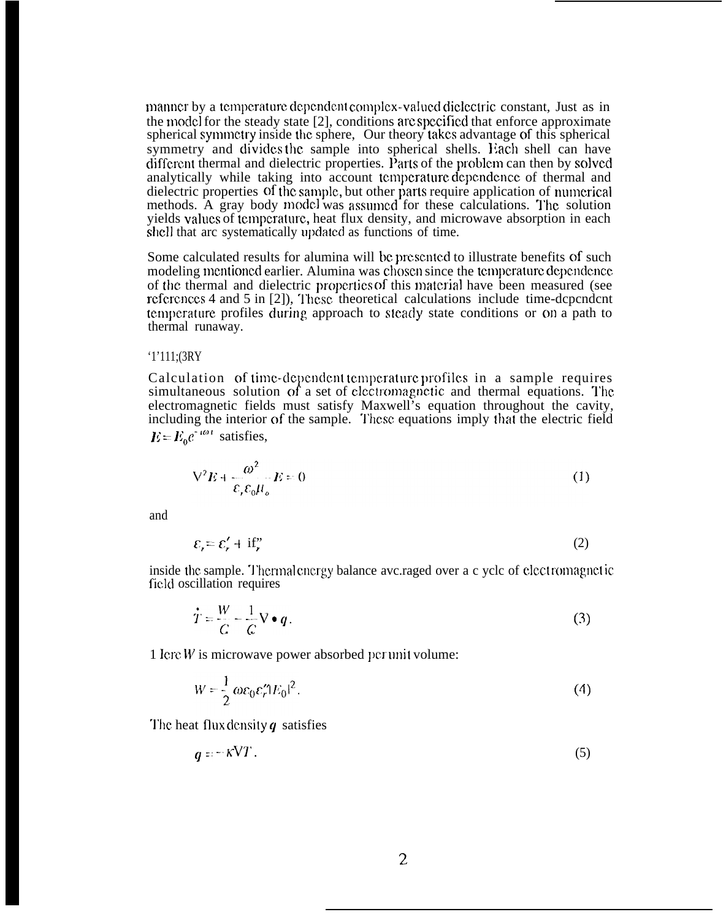manner by a temperature dependent complex-valued dielectric constant, Just as in the model for the steady state [2], conditions are specified that enforce approximate spherical symmetry inside the sphere, Our theory takes advantage of this spherical symmetry and divides the sample into spherical shells. Each shell can have different thermal and dielectric properties. Parts of the problem can then by solved analytically while taking into account temperature dependence of thermal and dielectric properties of the sample, but other parts require application of numerical methods. A gray body model was assumed for these calculations. The solution yields values of temperature, heat flux density, and microwave absorption in each shell that arc systematically updated as functions of time.

Some calculated results for alumina will be presented to illustrate benefits of such modeling mentioned earlier. Alumina was chosen since the temperature dependence of the thermal and dielectric properties of this material have been measured (see references 4 and 5 in [2]), These theoretical calculations include time-dependent temperature profiles during approach to steady state conditions or on a path to thermal runaway.

## THEORY

Calculation of time-dependent temperature profiles in a sample requires simultaneous solution of a set of electromagnetic and thermal equations. The electromagnetic fields must satisfy Maxwell's equation throughout the cavity, including the interior of the sample. These equations imply that the electric field $E = E_0 e^{-i\omega t}$ satisfies,

$$\nabla^2 E + \frac{\omega^2}{\varepsilon_r \varepsilon_0 \mu_o} E = 0 \tag{1}$$

and

$$\varepsilon_r = \varepsilon_r' + i\varepsilon_r'' \tag{2}$$

inside the sample. Thermal energy balance averaged over a cycle of electromagnetic field oscillation requires

$$\dot{T} = \frac{W}{C} - \frac{1}{C} \nabla \bullet q. \tag{3}$$

Here $W$ is microwave power absorbed per unit volume:

$$W = \frac{1}{2} \omega \varepsilon_0 \varepsilon_r'' |E_0|^2. \tag{4}$$

The heat flux density $q$ satisfies

$$q = -\kappa \nabla T. \tag{5}$$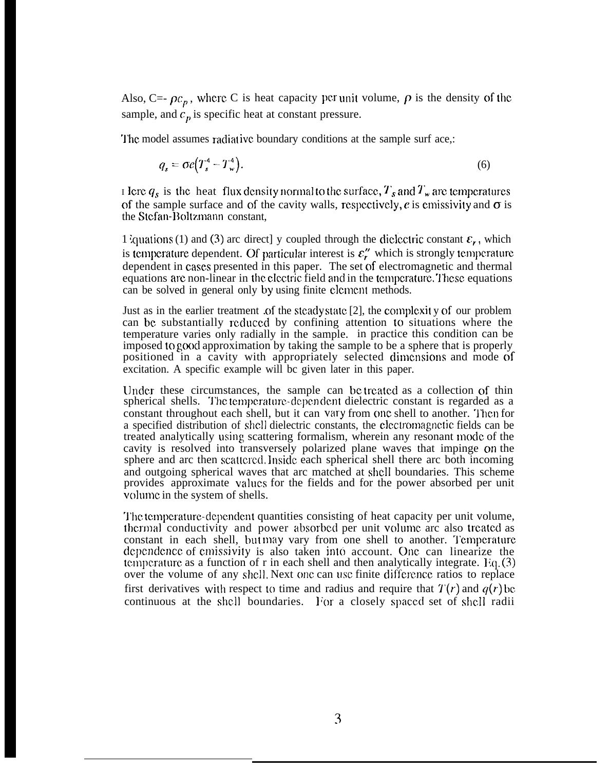Also, C=- $\rho c_p$, where C is heat capacity per unit volume, $\rho$ is the density of the sample, and $c_p$ is specific heat at constant pressure.

The model assumes radiative boundary conditions at the sample surf ace,:

$$q_s = \sigma e\left(T_s^4 - T_w^4\right). \tag{6}$$

Here $q_s$ is the heat flux density normal to the surface, $T_s$ and $T_w$ are temperatures of the sample surface and of the cavity walls, respectively, $e$ is emissivity and $\sigma$ is the Stefan-Boltzmann constant,

Equations (1) and (3) are directl y coupled through the dielectric constant $\varepsilon_r$, which is temperature dependent. Of particular interest is $\varepsilon_r''$ which is strongly temperature dependent in cases presented in this paper. The set of electromagnetic and thermal equations are non-linear in the electric field and in the temperature. These equations can be solved in general only by using finite element methods.

Just as in the earlier treatment .of the steady state [2], the complexit y of our problem can be substantially reduced by confining attention to situations where the temperature varies only radially in the sample. in practice this condition can be imposed to good approximation by taking the sample to be a sphere that is properly positioned in a cavity with appropriately selected dimensions and mode of excitation. A specific example will bc given later in this paper.

Under these circumstances, the sample can be treated as a collection of thin spherical shells. The temperature-dependent dielectric constant is regarded as a constant throughout each shell, but it can vary from one shell to another. Then for a specified distribution of shell dielectric constants, the electromagnetic fields can be treated analytically using scattering formalism, wherein any resonant mode of the cavity is resolved into transversely polarized plane waves that impinge on the sphere and are then scattered. Inside each spherical shell there are both incoming and outgoing spherical waves that are matched at shell boundaries. This scheme provides approximate values for the fields and for the power absorbed per unit volume in the system of shells.

The temperature-dependent quantities consisting of heat capacity per unit volume, thermal conductivity and power absorbed per unit volume are also treated as constant in each shell, but may vary from one shell to another. Temperature dependence of emissivity is also taken into account. One can linearize the temperature as a function of r in each shell and then analytically integrate. Eq. (3) over the volume of any shell. Next one can use finite difference ratios to replace first derivatives with respect to time and radius and require that $T(r)$ and $q(r)$ be continuous at the shell boundaries. For a closely spaced set of shell radii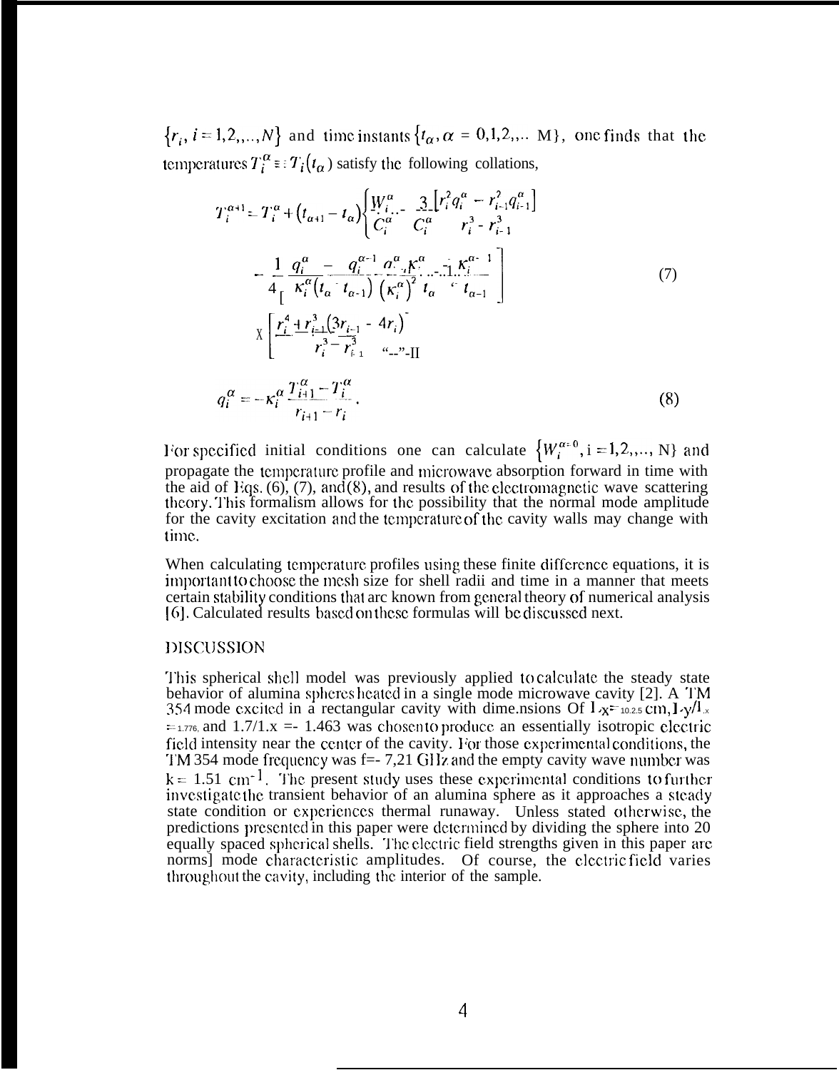$\{r_i, i = 1,2,..,N\}$ and time instants $\{t_\alpha, \alpha = 0,1,2,.. M\}$, one finds that the temperatures $T_i^\alpha \equiv T_i(t_\alpha)$ satisfy the following collations,

$$T_i^{\alpha+1} = T_i^\alpha + (t_{\alpha+1} - t_\alpha)\left\{\frac{W_i^\alpha}{C_i^\alpha} - \frac{3}{C_i^\alpha}\frac{\left[r_i^2 q_i^\alpha - r_{i-1}^2 q_{i-1}^\alpha\right]}{r_i^3 - r_{i-1}^3}\right.$$

$$- \frac{1}{4}\left[\frac{q_i^\alpha - q_i^{\alpha-1}}{\kappa_i^\alpha (t_\alpha - t_{\alpha-1})} - \frac{q_i^\alpha}{\left(\kappa_i^\alpha\right)^2}\frac{\kappa_i^\alpha - \kappa_i^{\alpha-1}}{t_\alpha - t_{\alpha-1}}\right] \tag{7}$$

$$\left. \times \left[\frac{r_i^4 + r_{i-1}^3(3r_{i-1} - 4r_i)}{r_i^3 - r_{i-1}^3}\right]\right\}$$

$$q_i^\alpha = -\kappa_i^\alpha \frac{T_{i+1}^\alpha - T_i^\alpha}{r_{i+1} - r_i}. \tag{8}$$

For specified initial conditions one can calculate $\{W_i^{\alpha=0}, i = 1,2,.., N\}$ and propagate the temperature profile and microwave absorption forward in time with the aid of Eqs. (6), (7), and (8), and results of the electromagnetic wave scattering theory. This formalism allows for the possibility that the normal mode amplitude for the cavity excitation and the temperature of the cavity walls may change with time.

When calculating temperature profiles using these finite difference equations, it is important to choose the mesh size for shell radii and time in a manner that meets certain stability conditions that are known from general theory of numerical analysis [6]. Calculated results based on these formulas will be discussed next.

## DISCUSSION

This spherical shell model was previously applied to calculate the steady state behavior of alumina spheres heated in a single mode microwave cavity [2]. A TM 354 mode excited in a rectangular cavity with dimensions of $l_x = 10.25$ cm, $l_y/l_x = 1.776$, and $l_z/l_x = 1.463$ was chosen to produce an essentially isotropic electric field intensity near the center of the cavity. For those experimental conditions, the TM 354 mode frequency was f= 7.21 GHz and the empty cavity wave number was $k = 1.51$ cm$^{-1}$. The present study uses these experimental conditions to further investigate the transient behavior of an alumina sphere as it approaches a steady state condition or experiences thermal runaway. Unless stated otherwise, the predictions presented in this paper were determined by dividing the sphere into 20 equally spaced spherical shells. The electric field strengths given in this paper are normal mode characteristic amplitudes. Of course, the electric field varies throughout the cavity, including the interior of the sample.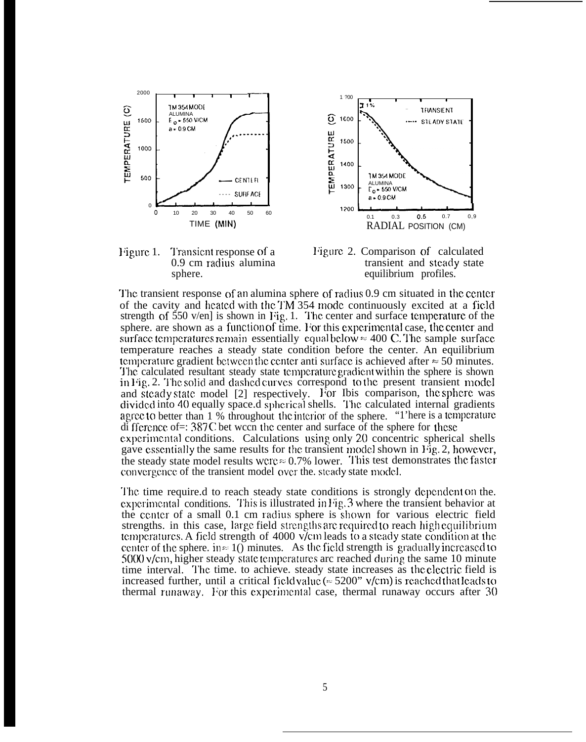Figure 1. Transient response of a 0.9 cm radius alumina sphere.

Figure 2. Comparison of calculated transient and steady state equilibrium profiles.

The transient response of an alumina sphere of radius 0.9 cm situated in the center of the cavity and heated with the TM 354 mode continuously excited at a field strength of 550 v/cm is shown in Fig. 1. The center and surface temperature of the sphere are shown as a function of time. For this experimental case, the center and surface temperatures remain essentially equal below ≈ 400 C. The sample surface temperature reaches a steady state condition before the center. An equilibrium temperature gradient between the center and surface is achieved after ≈ 50 minutes. The calculated resultant steady state temperature gradient within the sphere is shown in Fig. 2. The solid and dashed curves correspond to the present transient model and steady state model [2] respectively. For this comparison, the sphere was divided into 40 equally spaced spherical shells. The calculated internal gradients agree to better than 1 % throughout the interior of the sphere. There is a temperature difference of ≈ 387 C between the center and surface of the sphere for these experimental conditions. Calculations using only 20 concentric spherical shells gave essentially the same results for the transient model shown in Fig. 2, however, the steady state model results were ≈ 0.7% lower. This test demonstrates the faster convergence of the transient model over the steady state model.

The time required to reach steady state conditions is strongly dependent on the experimental conditions. This is illustrated in Fig. 3 where the transient behavior at the center of a small 0.1 cm radius sphere is shown for various electric field strengths. In this case, large field strengths are required to reach high equilibrium temperatures. A field strength of 4000 v/cm leads to a steady state condition at the center of the sphere in ≈ 10 minutes. As the field strength is gradually increased to 5000 v/cm, higher steady state temperatures are reached during the same 10 minute time interval. The time to achieve steady state increases as the electric field is increased further, until a critical field value (≈ 5200 v/cm) is reached that leads to thermal runaway. For this experimental case, thermal runaway occurs after 30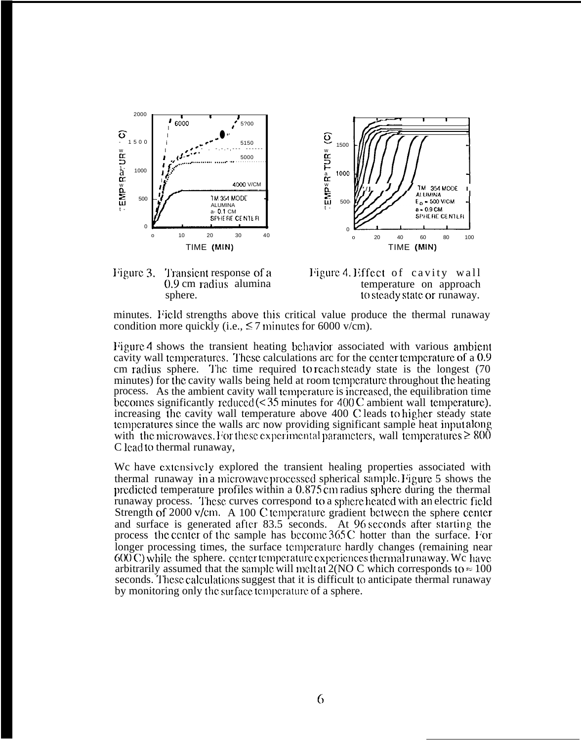Figure 3. Transient response of a 0.9 cm radius alumina sphere.

Figure 4. Effect of cavity wall temperature on approach to steady state or runaway.

minutes. Field strengths above this critical value produce the thermal runaway condition more quickly (i.e., $\leq 7$ minutes for 6000 v/cm).

Figure 4 shows the transient heating behavior associated with various ambient cavity wall temperatures. These calculations are for the center temperature of a 0.9 cm radius sphere. The time required to reach steady state is the longest (70 minutes) for the cavity walls being held at room temperature throughout the heating process. As the ambient cavity wall temperature is increased, the equilibration time becomes significantly reduced ($<35$ minutes for 400 C ambient wall temperature). increasing the cavity wall temperature above 400 C leads to higher steady state temperatures since the walls are now providing significant sample heat input along with the microwaves. For these experimental parameters, wall temperatures $\geq 800$ C lead to thermal runaway,

We have extensively explored the transient healing properties associated with thermal runaway in a microwave processed spherical sample. Figure 5 shows the predicted temperature profiles within a 0.875 cm radius sphere during the thermal runaway process. These curves correspond to a sphere heated with an electric field Strength of 2000 v/cm. A 100 C temperature gradient between the sphere center and surface is generated after 83.5 seconds. At 96 seconds after starting the process the center of the sample has become 365 C hotter than the surface. For longer processing times, the surface temperature hardly changes (remaining near 600 C) while the sphere. center temperature experiences thermal runaway. We have arbitrarily assumed that the sample will melt at 2(NO C which corresponds to $\approx 100$ seconds. These calculations suggest that it is difficult to anticipate thermal runaway by monitoring only the surface temperature of a sphere.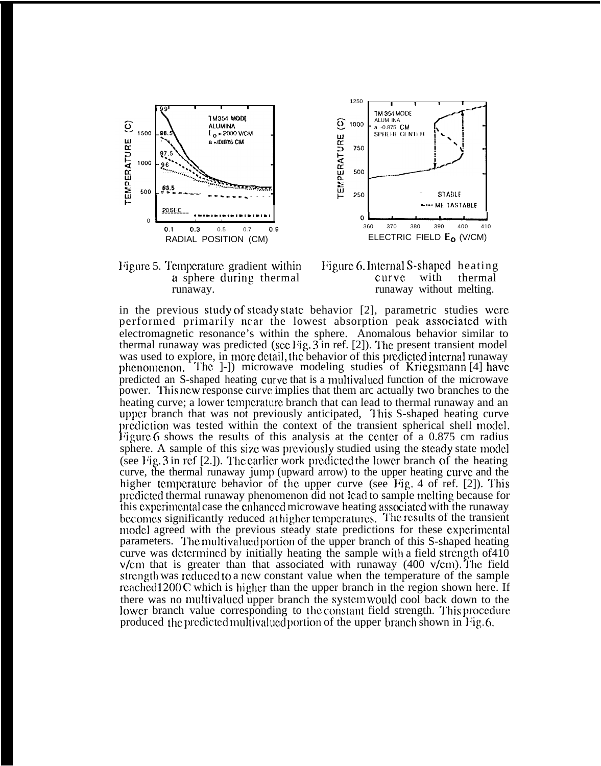Figure 5. Temperature gradient within a sphere during thermal runaway.

Figure 6. Internal S-shaped heating curve with thermal runaway without melting.

in the previous study of steady state behavior [2], parametric studies were performed primarily near the lowest absorption peak associated with electromagnetic resonance's within the sphere. Anomalous behavior similar to thermal runaway was predicted (see Fig. 3 in ref. [2]). The present transient model was used to explore, in more detail, the behavior of this predicted internal runaway phenomenon. The 1-D microwave modeling studies of Kriegsmann [4] have predicted an S-shaped heating curve that is a multivalued function of the microwave power. This new response curve implies that there are actually two branches to the heating curve; a lower temperature branch that can lead to thermal runaway and an upper branch that was not previously anticipated. This S-shaped heating curve prediction was tested within the context of the transient spherical shell model. Figure 6 shows the results of this analysis at the center of a 0.875 cm radius sphere. A sample of this size was previously studied using the steady state model (see Fig. 3 in ref [2.]). The earlier work predicted the lower branch of the heating curve, the thermal runaway jump (upward arrow) to the upper heating curve and the higher temperature behavior of the upper curve (see Fig. 4 of ref. [2]). This predicted thermal runaway phenomenon did not lead to sample melting because for this experimental case the enhanced microwave heating associated with the runaway becomes significantly reduced at higher temperatures. The results of the transient model agreed with the previous steady state predictions for these experimental parameters. The multivalued portion of the upper branch of this S-shaped heating curve was determined by initially heating the sample with a field strength of 410 v/cm that is greater than that associated with runaway (400 v/cm). The field strength was reduced to a new constant value when the temperature of the sample reached 1200 C which is higher than the upper branch in the region shown here. If there was no multivalued upper branch the system would cool back down to the lower branch value corresponding to the constant field strength. This procedure produced the predicted multivalued portion of the upper branch shown in Fig. 6.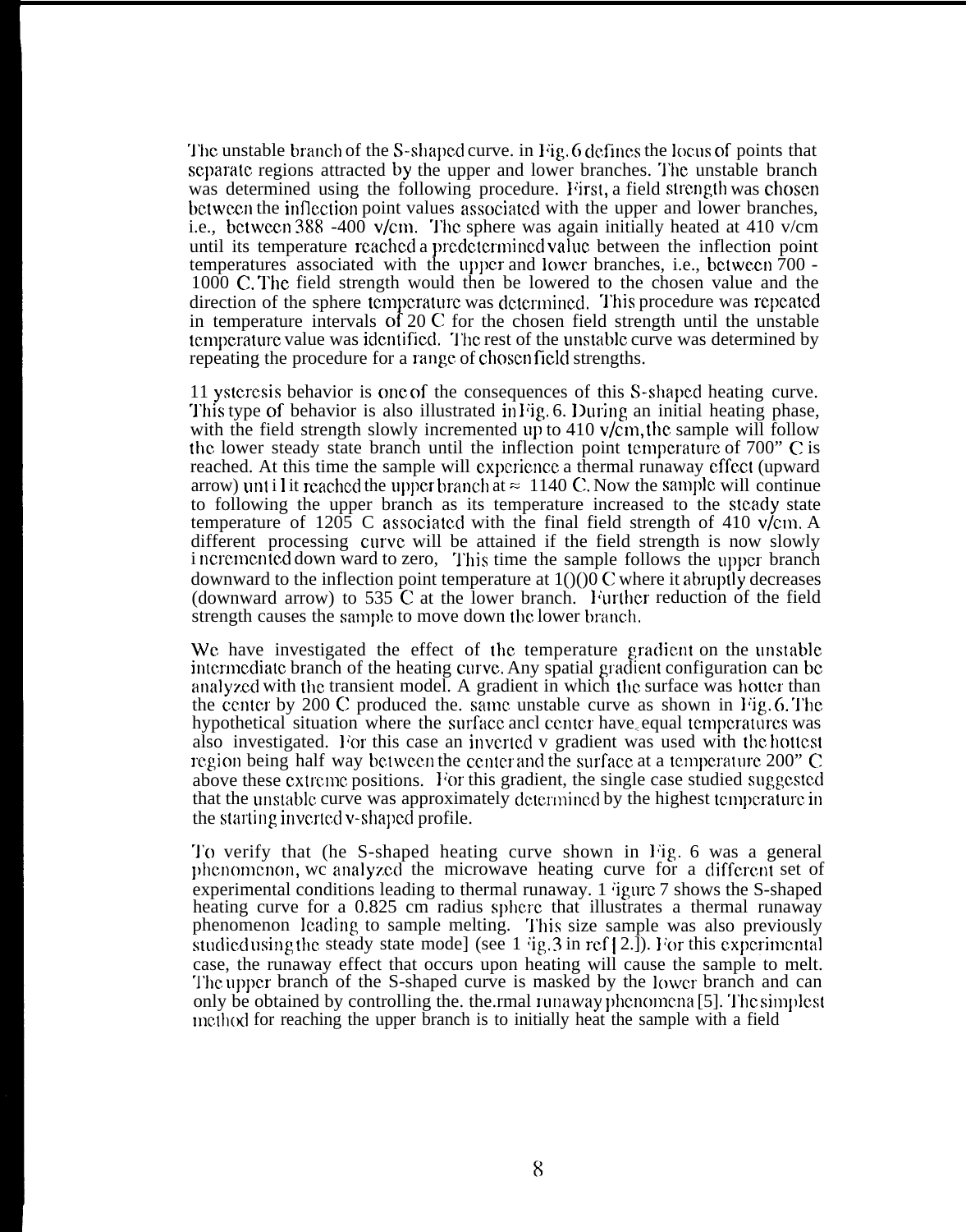The unstable branch of the S-shaped curve. in Fig. 6 defines the locus of points that separate regions attracted by the upper and lower branches. The unstable branch was determined using the following procedure. First, a field strength was chosen between the inflection point values associated with the upper and lower branches, i.e., between 388 -400 v/cm. The sphere was again initially heated at 410 v/cm until its temperature reached a predetermined value between the inflection point temperatures associated with the upper and lower branches, i.e., between 700 - 1000 C. The field strength would then be lowered to the chosen value and the direction of the sphere temperature was determined. This procedure was repeated in temperature intervals of 20 C for the chosen field strength until the unstable temperature value was identified. The rest of the unstable curve was determined by repeating the procedure for a range of chosen field strengths.

Hysteresis behavior is one of the consequences of this S-shaped heating curve. This type of behavior is also illustrated in Fig. 6. During an initial heating phase, with the field strength slowly incremented up to 410 v/cm, the sample will follow the lower steady state branch until the inflection point temperature of 700" C is reached. At this time the sample will experience a thermal runaway effect (upward arrow) until it reached the upper branch at ≈ 1140 C. Now the sample will continue to following the upper branch as its temperature increased to the steady state temperature of 1205 C associated with the final field strength of 410 v/cm. A different processing curve will be attained if the field strength is now slowly incremented down ward to zero, This time the sample follows the upper branch downward to the inflection point temperature at 1000 C where it abruptly decreases (downward arrow) to 535 C at the lower branch. Further reduction of the field strength causes the sample to move down the lower branch.

We have investigated the effect of the temperature gradient on the unstable intermediate branch of the heating curve. Any spatial gradient configuration can be analyzed with the transient model. A gradient in which the surface was hotter than the center by 200 C produced the. same unstable curve as shown in Fig. 6. The hypothetical situation where the surface and center have equal temperatures was also investigated. For this case an inverted v gradient was used with the hottest region being half way between the center and the surface at a temperature 200" C above these extreme positions. For this gradient, the single case studied suggested that the unstable curve was approximately determined by the highest temperature in the starting inverted v-shaped profile.

To verify that the S-shaped heating curve shown in Fig. 6 was a general phenomenon, we analyzed the microwave heating curve for a different set of experimental conditions leading to thermal runaway. Figure 7 shows the S-shaped heating curve for a 0.825 cm radius sphere that illustrates a thermal runaway phenomenon leading to sample melting. This size sample was also previously studied using the steady state model (see Fig. 3 in ref [2]). For this experimental case, the runaway effect that occurs upon heating will cause the sample to melt. The upper branch of the S-shaped curve is masked by the lower branch and can only be obtained by controlling the. thermal runaway phenomena [5]. The simplest method for reaching the upper branch is to initially heat the sample with a field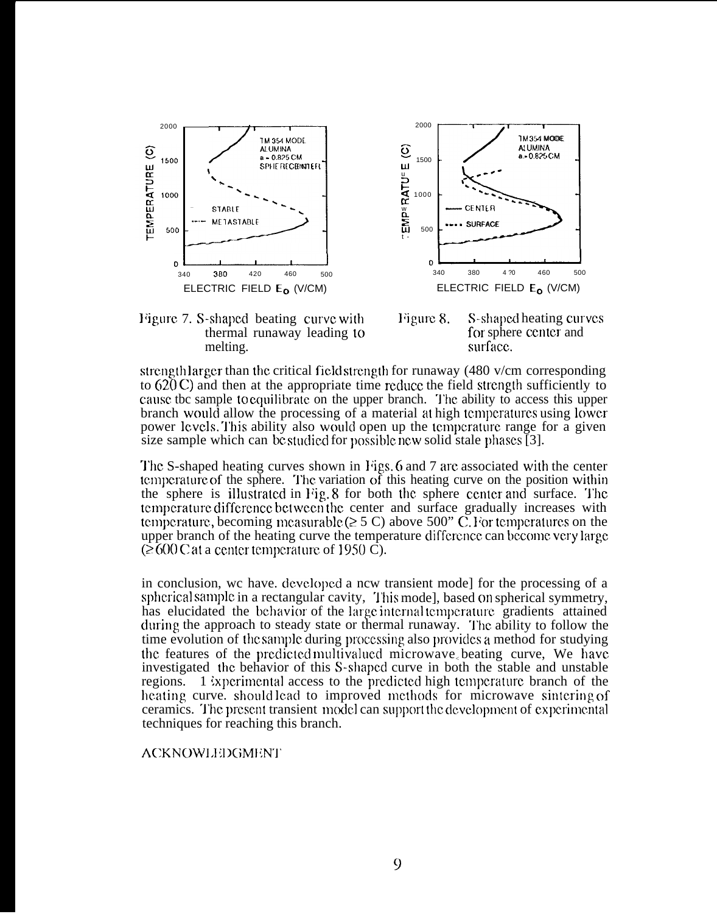Figure 7. S-shaped beating curve with thermal runaway leading to melting.

Figure 8. S-shaped heating curves for sphere center and surface.

strength larger than the critical field strength for runaway (480 v/cm corresponding to 620 C) and then at the appropriate time reduce the field strength sufficiently to cause the sample to equilibrate on the upper branch. The ability to access this upper branch would allow the processing of a material at high temperatures using lower power levels. This ability also would open up the temperature range for a given size sample which can be studied for possible new solid stale phases [3].

The S-shaped heating curves shown in Figs. 6 and 7 are associated with the center temperature of the sphere. The variation of this heating curve on the position within the sphere is illustrated in Fig. 8 for both the sphere center and surface. The temperature difference between the center and surface gradually increases with temperature, becoming measurable ($\geq$ 5 C) above 500" C. For temperatures on the upper branch of the heating curve the temperature difference can become very large ($\geq$ 600 C at a center temperature of 1950 C).

in conclusion, we have. developed a new transient mode] for the processing of a spherical sample in a rectangular cavity, This mode], based on spherical symmetry, has elucidated the behavior of the large internal temperature gradients attained during the approach to steady state or thermal runaway. The ability to follow the time evolution of the sample during processing also provides a method for studying the features of the predicted multivalued microwave beating curve, We have investigated the behavior of this S-shaped curve in both the stable and unstable regions. Experimental access to the predicted high temperature branch of the heating curve. should lead to improved methods for microwave sintering of ceramics. The present transient model can support the development of experimental techniques for reaching this branch.

ACKNOWLEDGMENT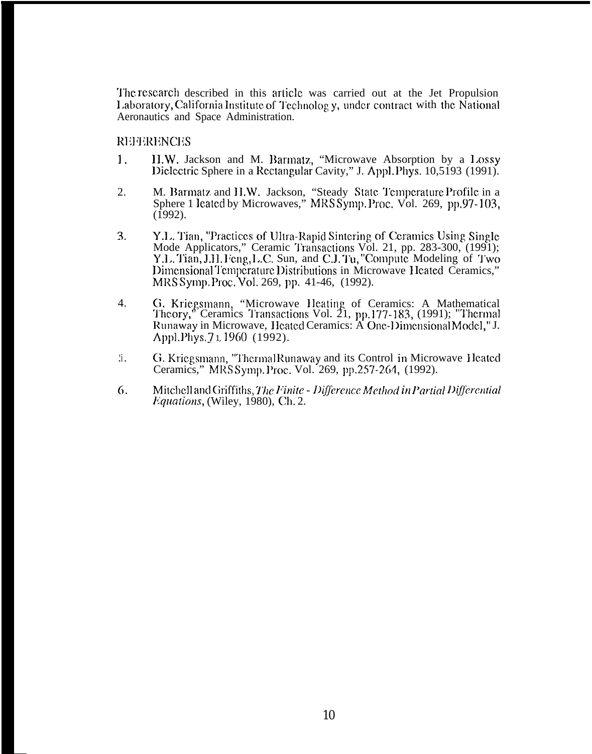The research described in this article was carried out at the Jet Propulsion Laboratory, California Institute of Technology, under contract with the National Aeronautics and Space Administration.

## REFERENCES

1. H.W. Jackson and M. Barmatz, "Microwave Absorption by a Lossy Dielectric Sphere in a Rectangular Cavity," J. Appl. Phys. 10,5193 (1991).

2. M. Barmatz and H.W. Jackson, "Steady State Temperature Profile in a Sphere Heated by Microwaves," MRS Symp. Proc. Vol. 269, pp.97-103, (1992).

3. Y.L. Tian, "Practices of Ultra-Rapid Sintering of Ceramics Using Single Mode Applicators," Ceramic Transactions Vol. 21, pp. 283-300, (1991); Y.L. Tian, J.H. Feng, L.C. Sun, and C.J. Tu, "Compute Modeling of Two Dimensional Temperature Distributions in Microwave Heated Ceramics," MRS Symp. Proc. Vol. 269, pp. 41-46, (1992).

4. G. Kriegsmann, "Microwave Heating of Ceramics: A Mathematical Theory," Ceramics Transactions Vol. 21, pp.177-183, (1991); "Thermal Runaway in Microwave, Heated Ceramics: A One-Dimensional Model," J. Appl. Phys. 71, 1960 (1992).

5. G. Kriegsmann, "Thermal Runaway and its Control in Microwave Heated Ceramics," MRS Symp. Proc. Vol. 269, pp.257-264, (1992).

6. Mitchell and Griffiths, *The Finite - Difference Method in Partial Differential Equations*, (Wiley, 1980), Ch. 2.